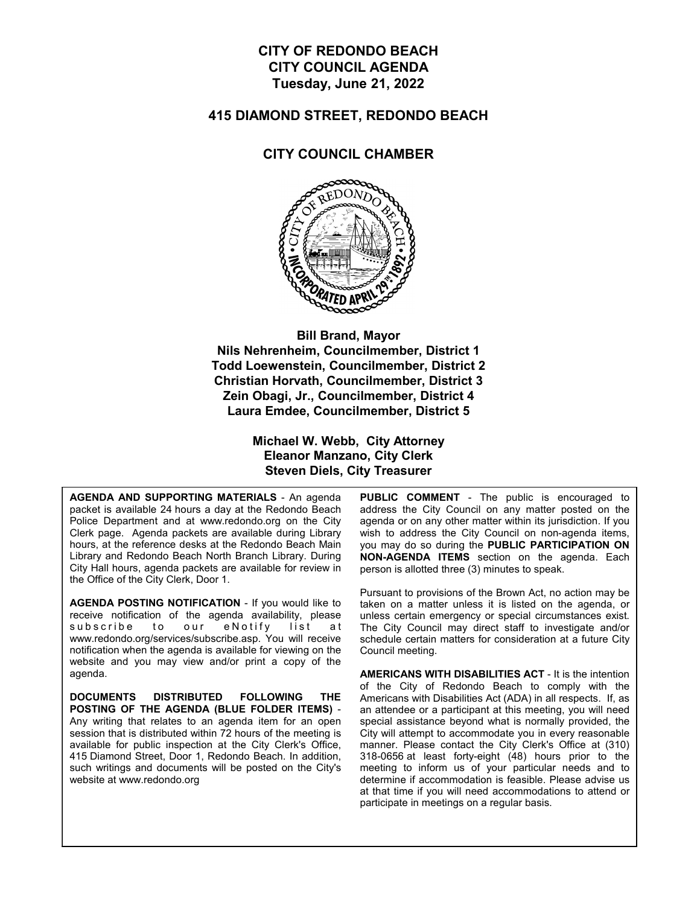# CITY OF REDONDO BEACH
# CITY COUNCIL AGENDA
# Tuesday, June 21, 2022

## 415 DIAMOND STREET, REDONDO BEACH

## CITY COUNCIL CHAMBER

**Bill Brand, Mayor**
**Nils Nehrenheim, Councilmember, District 1**
**Todd Loewenstein, Councilmember, District 2**
**Christian Horvath, Councilmember, District 3**
**Zein Obagi, Jr., Councilmember, District 4**
**Laura Emdee, Councilmember, District 5**

**Michael W. Webb, City Attorney**
**Eleanor Manzano, City Clerk**
**Steven Diels, City Treasurer**

**AGENDA AND SUPPORTING MATERIALS** - An agenda packet is available 24 hours a day at the Redondo Beach Police Department and at www.redondo.org on the City Clerk page. Agenda packets are available during Library hours, at the reference desks at the Redondo Beach Main Library and Redondo Beach North Branch Library. During City Hall hours, agenda packets are available for review in the Office of the City Clerk, Door 1.

**AGENDA POSTING NOTIFICATION** - If you would like to receive notification of the agenda availability, please subscribe to our eNotify list at www.redondo.org/services/subscribe.asp. You will receive notification when the agenda is available for viewing on the website and you may view and/or print a copy of the agenda.

**DOCUMENTS DISTRIBUTED FOLLOWING THE POSTING OF THE AGENDA (BLUE FOLDER ITEMS)** - Any writing that relates to an agenda item for an open session that is distributed within 72 hours of the meeting is available for public inspection at the City Clerk's Office, 415 Diamond Street, Door 1, Redondo Beach. In addition, such writings and documents will be posted on the City's website at www.redondo.org

**PUBLIC COMMENT** - The public is encouraged to address the City Council on any matter posted on the agenda or on any other matter within its jurisdiction. If you wish to address the City Council on non-agenda items, you may do so during the **PUBLIC PARTICIPATION ON NON-AGENDA ITEMS** section on the agenda. Each person is allotted three (3) minutes to speak.

Pursuant to provisions of the Brown Act, no action may be taken on a matter unless it is listed on the agenda, or unless certain emergency or special circumstances exist. The City Council may direct staff to investigate and/or schedule certain matters for consideration at a future City Council meeting.

**AMERICANS WITH DISABILITIES ACT** - It is the intention of the City of Redondo Beach to comply with the Americans with Disabilities Act (ADA) in all respects. If, as an attendee or a participant at this meeting, you will need special assistance beyond what is normally provided, the City will attempt to accommodate you in every reasonable manner. Please contact the City Clerk's Office at (310) 318-0656 at least forty-eight (48) hours prior to the meeting to inform us of your particular needs and to determine if accommodation is feasible. Please advise us at that time if you will need accommodations to attend or participate in meetings on a regular basis.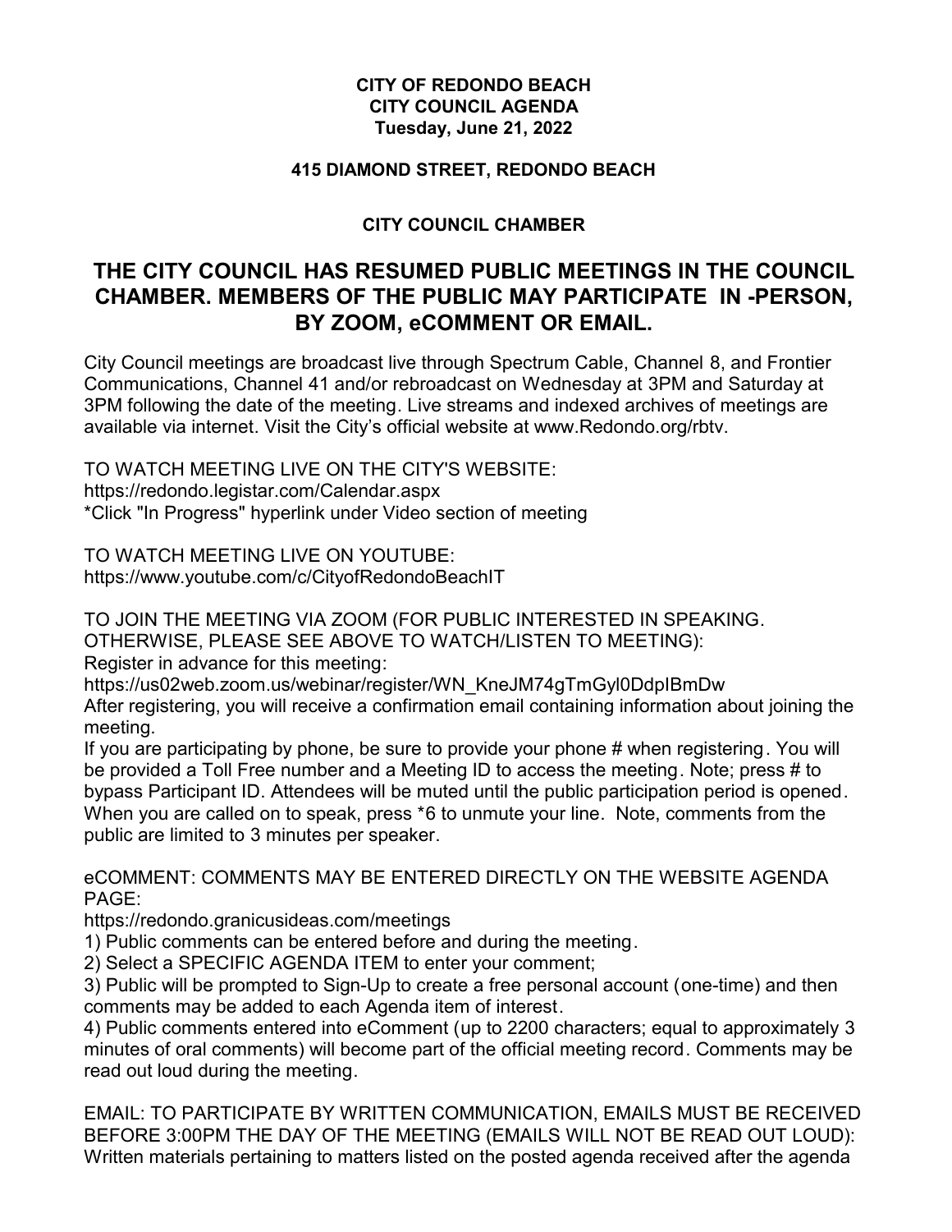**CITY OF REDONDO BEACH**
**CITY COUNCIL AGENDA**
**Tuesday, June 21, 2022**

**415 DIAMOND STREET, REDONDO BEACH**

**CITY COUNCIL CHAMBER**

## THE CITY COUNCIL HAS RESUMED PUBLIC MEETINGS IN THE COUNCIL CHAMBER. MEMBERS OF THE PUBLIC MAY PARTICIPATE IN -PERSON, BY ZOOM, eCOMMENT OR EMAIL.

City Council meetings are broadcast live through Spectrum Cable, Channel 8, and Frontier Communications, Channel 41 and/or rebroadcast on Wednesday at 3PM and Saturday at 3PM following the date of the meeting. Live streams and indexed archives of meetings are available via internet. Visit the City's official website at www.Redondo.org/rbtv.

TO WATCH MEETING LIVE ON THE CITY'S WEBSITE:
https://redondo.legistar.com/Calendar.aspx
*Click "In Progress" hyperlink under Video section of meeting

TO WATCH MEETING LIVE ON YOUTUBE:
https://www.youtube.com/c/CityofRedondoBeachIT

TO JOIN THE MEETING VIA ZOOM (FOR PUBLIC INTERESTED IN SPEAKING. OTHERWISE, PLEASE SEE ABOVE TO WATCH/LISTEN TO MEETING):
Register in advance for this meeting:
https://us02web.zoom.us/webinar/register/WN_KneJM74gTmGyl0DdpIBmDw
After registering, you will receive a confirmation email containing information about joining the meeting.
If you are participating by phone, be sure to provide your phone # when registering. You will be provided a Toll Free number and a Meeting ID to access the meeting. Note; press # to bypass Participant ID. Attendees will be muted until the public participation period is opened. When you are called on to speak, press *6 to unmute your line. Note, comments from the public are limited to 3 minutes per speaker.

eCOMMENT: COMMENTS MAY BE ENTERED DIRECTLY ON THE WEBSITE AGENDA PAGE:
https://redondo.granicusideas.com/meetings
1) Public comments can be entered before and during the meeting.
2) Select a SPECIFIC AGENDA ITEM to enter your comment;
3) Public will be prompted to Sign-Up to create a free personal account (one-time) and then comments may be added to each Agenda item of interest.
4) Public comments entered into eComment (up to 2200 characters; equal to approximately 3 minutes of oral comments) will become part of the official meeting record. Comments may be read out loud during the meeting.

EMAIL: TO PARTICIPATE BY WRITTEN COMMUNICATION, EMAILS MUST BE RECEIVED BEFORE 3:00PM THE DAY OF THE MEETING (EMAILS WILL NOT BE READ OUT LOUD):
Written materials pertaining to matters listed on the posted agenda received after the agenda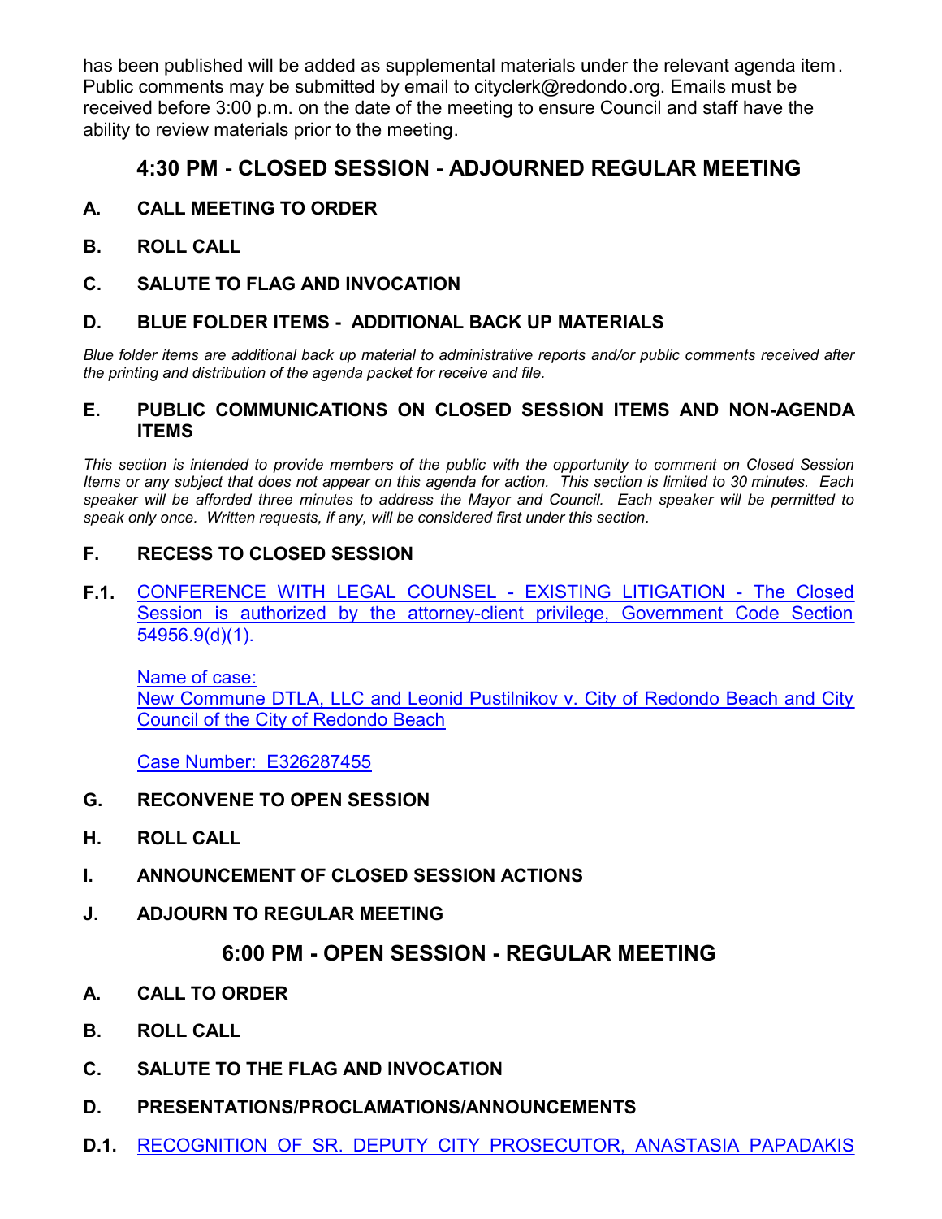has been published will be added as supplemental materials under the relevant agenda item. Public comments may be submitted by email to cityclerk@redondo.org. Emails must be received before 3:00 p.m. on the date of the meeting to ensure Council and staff have the ability to review materials prior to the meeting.

## 4:30 PM - CLOSED SESSION - ADJOURNED REGULAR MEETING

**A. CALL MEETING TO ORDER**

**B. ROLL CALL**

**C. SALUTE TO FLAG AND INVOCATION**

**D. BLUE FOLDER ITEMS - ADDITIONAL BACK UP MATERIALS**

*Blue folder items are additional back up material to administrative reports and/or public comments received after the printing and distribution of the agenda packet for receive and file.*

**E. PUBLIC COMMUNICATIONS ON CLOSED SESSION ITEMS AND NON-AGENDA ITEMS**

*This section is intended to provide members of the public with the opportunity to comment on Closed Session Items or any subject that does not appear on this agenda for action. This section is limited to 30 minutes. Each speaker will be afforded three minutes to address the Mayor and Council. Each speaker will be permitted to speak only once. Written requests, if any, will be considered first under this section.*

**F. RECESS TO CLOSED SESSION**

**F.1.** CONFERENCE WITH LEGAL COUNSEL - EXISTING LITIGATION - The Closed Session is authorized by the attorney-client privilege, Government Code Section 54956.9(d)(1).

Name of case:
New Commune DTLA, LLC and Leonid Pustilnikov v. City of Redondo Beach and City Council of the City of Redondo Beach

Case Number: E326287455

**G. RECONVENE TO OPEN SESSION**

**H. ROLL CALL**

**I. ANNOUNCEMENT OF CLOSED SESSION ACTIONS**

**J. ADJOURN TO REGULAR MEETING**

## 6:00 PM - OPEN SESSION - REGULAR MEETING

**A. CALL TO ORDER**

**B. ROLL CALL**

**C. SALUTE TO THE FLAG AND INVOCATION**

**D. PRESENTATIONS/PROCLAMATIONS/ANNOUNCEMENTS**

**D.1.** RECOGNITION OF SR. DEPUTY CITY PROSECUTOR, ANASTASIA PAPADAKIS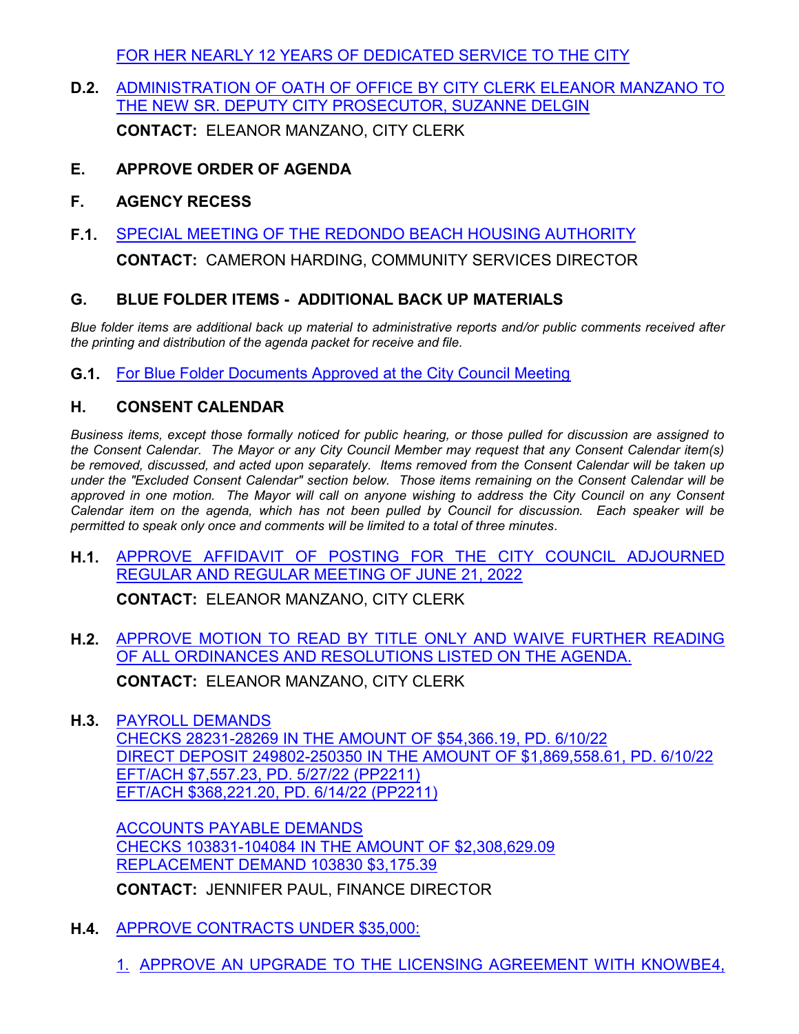FOR HER NEARLY 12 YEARS OF DEDICATED SERVICE TO THE CITY

**D.2.** ADMINISTRATION OF OATH OF OFFICE BY CITY CLERK ELEANOR MANZANO TO THE NEW SR. DEPUTY CITY PROSECUTOR, SUZANNE DELGIN

**CONTACT:** ELEANOR MANZANO, CITY CLERK

## E. APPROVE ORDER OF AGENDA

## F. AGENCY RECESS

**F.1.** SPECIAL MEETING OF THE REDONDO BEACH HOUSING AUTHORITY

**CONTACT:** CAMERON HARDING, COMMUNITY SERVICES DIRECTOR

## G. BLUE FOLDER ITEMS - ADDITIONAL BACK UP MATERIALS

*Blue folder items are additional back up material to administrative reports and/or public comments received after the printing and distribution of the agenda packet for receive and file.*

**G.1.** For Blue Folder Documents Approved at the City Council Meeting

## H. CONSENT CALENDAR

*Business items, except those formally noticed for public hearing, or those pulled for discussion are assigned to the Consent Calendar. The Mayor or any City Council Member may request that any Consent Calendar item(s) be removed, discussed, and acted upon separately. Items removed from the Consent Calendar will be taken up under the "Excluded Consent Calendar" section below. Those items remaining on the Consent Calendar will be approved in one motion. The Mayor will call on anyone wishing to address the City Council on any Consent Calendar item on the agenda, which has not been pulled by Council for discussion. Each speaker will be permitted to speak only once and comments will be limited to a total of three minutes.*

**H.1.** APPROVE AFFIDAVIT OF POSTING FOR THE CITY COUNCIL ADJOURNED REGULAR AND REGULAR MEETING OF JUNE 21, 2022

**CONTACT:** ELEANOR MANZANO, CITY CLERK

**H.2.** APPROVE MOTION TO READ BY TITLE ONLY AND WAIVE FURTHER READING OF ALL ORDINANCES AND RESOLUTIONS LISTED ON THE AGENDA.

**CONTACT:** ELEANOR MANZANO, CITY CLERK

**H.3.** PAYROLL DEMANDS
CHECKS 28231-28269 IN THE AMOUNT OF $54,366.19, PD. 6/10/22
DIRECT DEPOSIT 249802-250350 IN THE AMOUNT OF $1,869,558.61, PD. 6/10/22
EFT/ACH $7,557.23, PD. 5/27/22 (PP2211)
EFT/ACH $368,221.20, PD. 6/14/22 (PP2211)

ACCOUNTS PAYABLE DEMANDS
CHECKS 103831-104084 IN THE AMOUNT OF $2,308,629.09
REPLACEMENT DEMAND 103830 $3,175.39

**CONTACT:** JENNIFER PAUL, FINANCE DIRECTOR

**H.4.** APPROVE CONTRACTS UNDER $35,000:

1. APPROVE AN UPGRADE TO THE LICENSING AGREEMENT WITH KNOWBE4,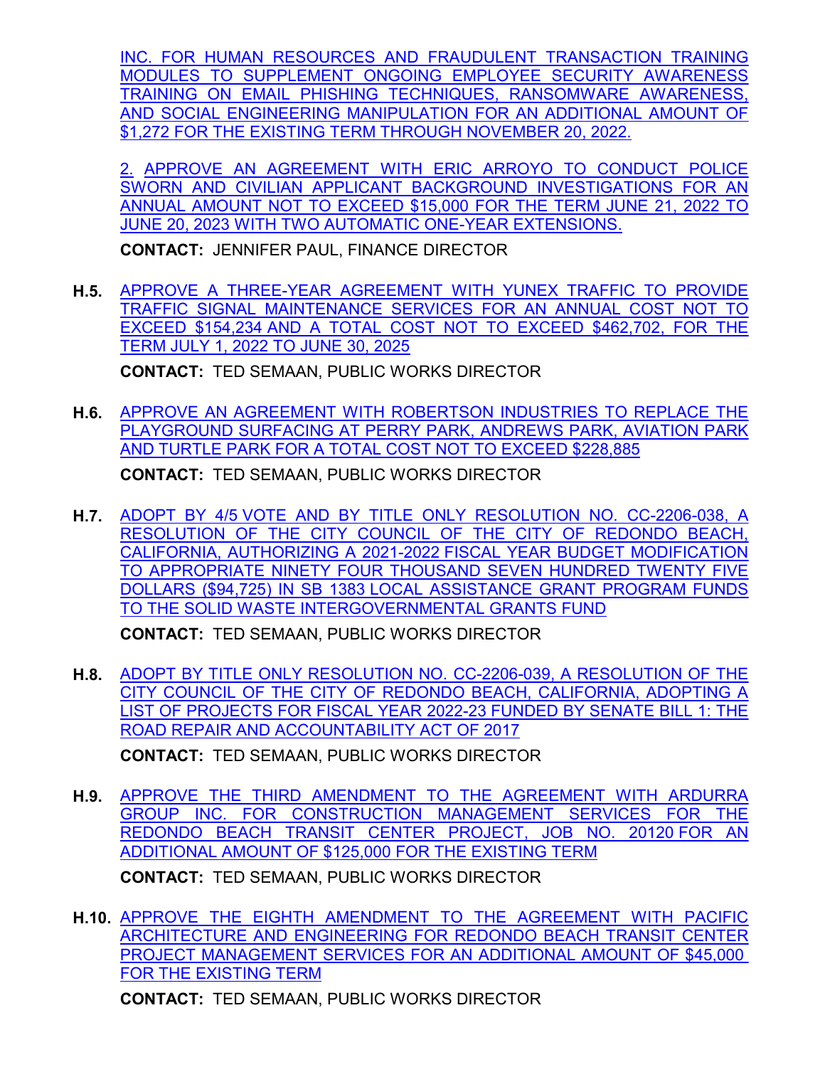INC. FOR HUMAN RESOURCES AND FRAUDULENT TRANSACTION TRAINING MODULES TO SUPPLEMENT ONGOING EMPLOYEE SECURITY AWARENESS TRAINING ON EMAIL PHISHING TECHNIQUES, RANSOMWARE AWARENESS, AND SOCIAL ENGINEERING MANIPULATION FOR AN ADDITIONAL AMOUNT OF $1,272 FOR THE EXISTING TERM THROUGH NOVEMBER 20, 2022.

2. APPROVE AN AGREEMENT WITH ERIC ARROYO TO CONDUCT POLICE SWORN AND CIVILIAN APPLICANT BACKGROUND INVESTIGATIONS FOR AN ANNUAL AMOUNT NOT TO EXCEED $15,000 FOR THE TERM JUNE 21, 2022 TO JUNE 20, 2023 WITH TWO AUTOMATIC ONE-YEAR EXTENSIONS.

**CONTACT:** JENNIFER PAUL, FINANCE DIRECTOR

**H.5.** APPROVE A THREE-YEAR AGREEMENT WITH YUNEX TRAFFIC TO PROVIDE TRAFFIC SIGNAL MAINTENANCE SERVICES FOR AN ANNUAL COST NOT TO EXCEED $154,234 AND A TOTAL COST NOT TO EXCEED $462,702, FOR THE TERM JULY 1, 2022 TO JUNE 30, 2025

**CONTACT:** TED SEMAAN, PUBLIC WORKS DIRECTOR

**H.6.** APPROVE AN AGREEMENT WITH ROBERTSON INDUSTRIES TO REPLACE THE PLAYGROUND SURFACING AT PERRY PARK, ANDREWS PARK, AVIATION PARK AND TURTLE PARK FOR A TOTAL COST NOT TO EXCEED $228,885

**CONTACT:** TED SEMAAN, PUBLIC WORKS DIRECTOR

**H.7.** ADOPT BY 4/5 VOTE AND BY TITLE ONLY RESOLUTION NO. CC-2206-038, A RESOLUTION OF THE CITY COUNCIL OF THE CITY OF REDONDO BEACH, CALIFORNIA, AUTHORIZING A 2021-2022 FISCAL YEAR BUDGET MODIFICATION TO APPROPRIATE NINETY FOUR THOUSAND SEVEN HUNDRED TWENTY FIVE DOLLARS ($94,725) IN SB 1383 LOCAL ASSISTANCE GRANT PROGRAM FUNDS TO THE SOLID WASTE INTERGOVERNMENTAL GRANTS FUND

**CONTACT:** TED SEMAAN, PUBLIC WORKS DIRECTOR

**H.8.** ADOPT BY TITLE ONLY RESOLUTION NO. CC-2206-039, A RESOLUTION OF THE CITY COUNCIL OF THE CITY OF REDONDO BEACH, CALIFORNIA, ADOPTING A LIST OF PROJECTS FOR FISCAL YEAR 2022-23 FUNDED BY SENATE BILL 1: THE ROAD REPAIR AND ACCOUNTABILITY ACT OF 2017

**CONTACT:** TED SEMAAN, PUBLIC WORKS DIRECTOR

**H.9.** APPROVE THE THIRD AMENDMENT TO THE AGREEMENT WITH ARDURRA GROUP INC. FOR CONSTRUCTION MANAGEMENT SERVICES FOR THE REDONDO BEACH TRANSIT CENTER PROJECT, JOB NO. 20120 FOR AN ADDITIONAL AMOUNT OF $125,000 FOR THE EXISTING TERM

**CONTACT:** TED SEMAAN, PUBLIC WORKS DIRECTOR

**H.10.** APPROVE THE EIGHTH AMENDMENT TO THE AGREEMENT WITH PACIFIC ARCHITECTURE AND ENGINEERING FOR REDONDO BEACH TRANSIT CENTER PROJECT MANAGEMENT SERVICES FOR AN ADDITIONAL AMOUNT OF $45,000 FOR THE EXISTING TERM

**CONTACT:** TED SEMAAN, PUBLIC WORKS DIRECTOR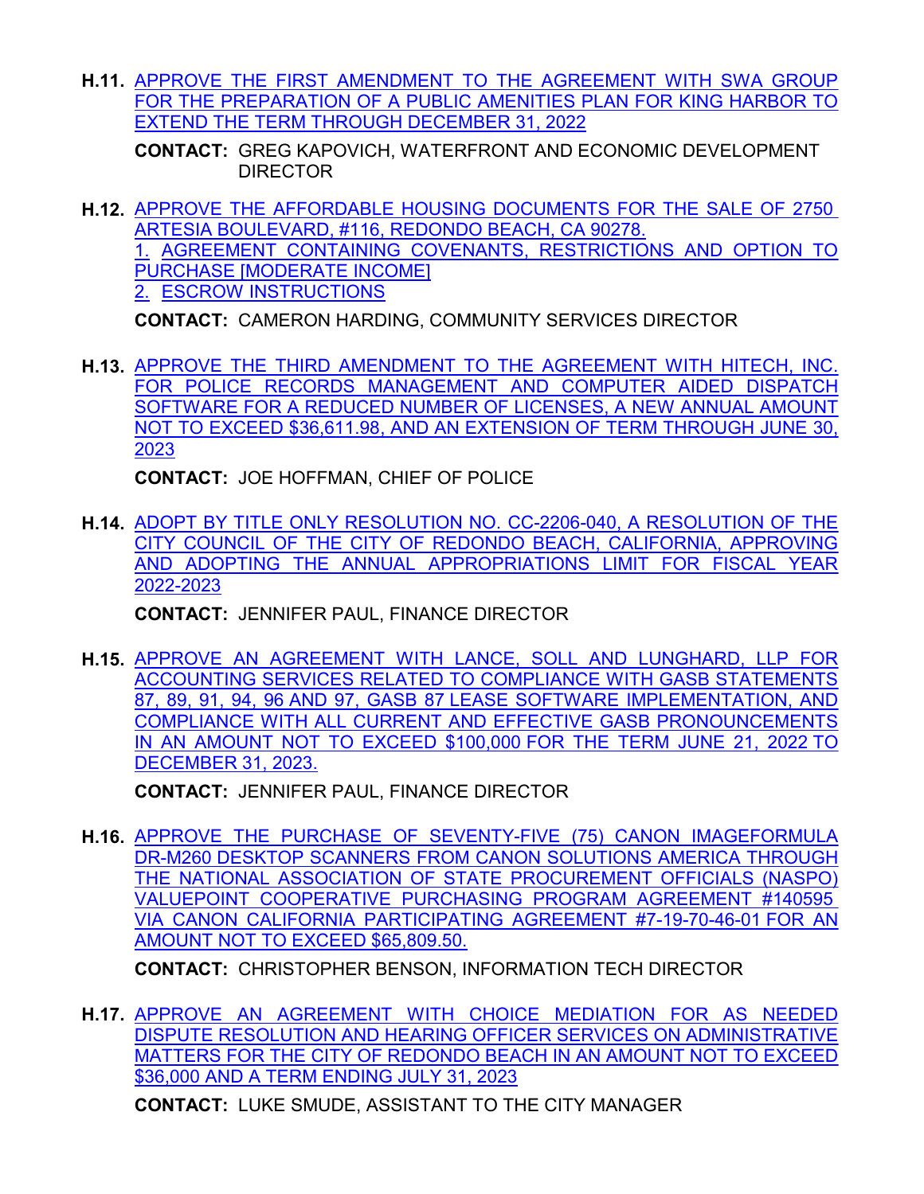**H.11.** APPROVE THE FIRST AMENDMENT TO THE AGREEMENT WITH SWA GROUP FOR THE PREPARATION OF A PUBLIC AMENITIES PLAN FOR KING HARBOR TO EXTEND THE TERM THROUGH DECEMBER 31, 2022

**CONTACT:** GREG KAPOVICH, WATERFRONT AND ECONOMIC DEVELOPMENT DIRECTOR

**H.12.** APPROVE THE AFFORDABLE HOUSING DOCUMENTS FOR THE SALE OF 2750 ARTESIA BOULEVARD, #116, REDONDO BEACH, CA 90278.
1. AGREEMENT CONTAINING COVENANTS, RESTRICTIONS AND OPTION TO PURCHASE [MODERATE INCOME]
2. ESCROW INSTRUCTIONS

**CONTACT:** CAMERON HARDING, COMMUNITY SERVICES DIRECTOR

**H.13.** APPROVE THE THIRD AMENDMENT TO THE AGREEMENT WITH HITECH, INC. FOR POLICE RECORDS MANAGEMENT AND COMPUTER AIDED DISPATCH SOFTWARE FOR A REDUCED NUMBER OF LICENSES, A NEW ANNUAL AMOUNT NOT TO EXCEED $36,611.98, AND AN EXTENSION OF TERM THROUGH JUNE 30, 2023

**CONTACT:** JOE HOFFMAN, CHIEF OF POLICE

**H.14.** ADOPT BY TITLE ONLY RESOLUTION NO. CC-2206-040, A RESOLUTION OF THE CITY COUNCIL OF THE CITY OF REDONDO BEACH, CALIFORNIA, APPROVING AND ADOPTING THE ANNUAL APPROPRIATIONS LIMIT FOR FISCAL YEAR 2022-2023

**CONTACT:** JENNIFER PAUL, FINANCE DIRECTOR

**H.15.** APPROVE AN AGREEMENT WITH LANCE, SOLL AND LUNGHARD, LLP FOR ACCOUNTING SERVICES RELATED TO COMPLIANCE WITH GASB STATEMENTS 87, 89, 91, 94, 96 AND 97, GASB 87 LEASE SOFTWARE IMPLEMENTATION, AND COMPLIANCE WITH ALL CURRENT AND EFFECTIVE GASB PRONOUNCEMENTS IN AN AMOUNT NOT TO EXCEED $100,000 FOR THE TERM JUNE 21, 2022 TO DECEMBER 31, 2023.

**CONTACT:** JENNIFER PAUL, FINANCE DIRECTOR

**H.16.** APPROVE THE PURCHASE OF SEVENTY-FIVE (75) CANON IMAGEFORMULA DR-M260 DESKTOP SCANNERS FROM CANON SOLUTIONS AMERICA THROUGH THE NATIONAL ASSOCIATION OF STATE PROCUREMENT OFFICIALS (NASPO) VALUEPOINT COOPERATIVE PURCHASING PROGRAM AGREEMENT #140595 VIA CANON CALIFORNIA PARTICIPATING AGREEMENT #7-19-70-46-01 FOR AN AMOUNT NOT TO EXCEED $65,809.50.

**CONTACT:** CHRISTOPHER BENSON, INFORMATION TECH DIRECTOR

**H.17.** APPROVE AN AGREEMENT WITH CHOICE MEDIATION FOR AS NEEDED DISPUTE RESOLUTION AND HEARING OFFICER SERVICES ON ADMINISTRATIVE MATTERS FOR THE CITY OF REDONDO BEACH IN AN AMOUNT NOT TO EXCEED $36,000 AND A TERM ENDING JULY 31, 2023

**CONTACT:** LUKE SMUDE, ASSISTANT TO THE CITY MANAGER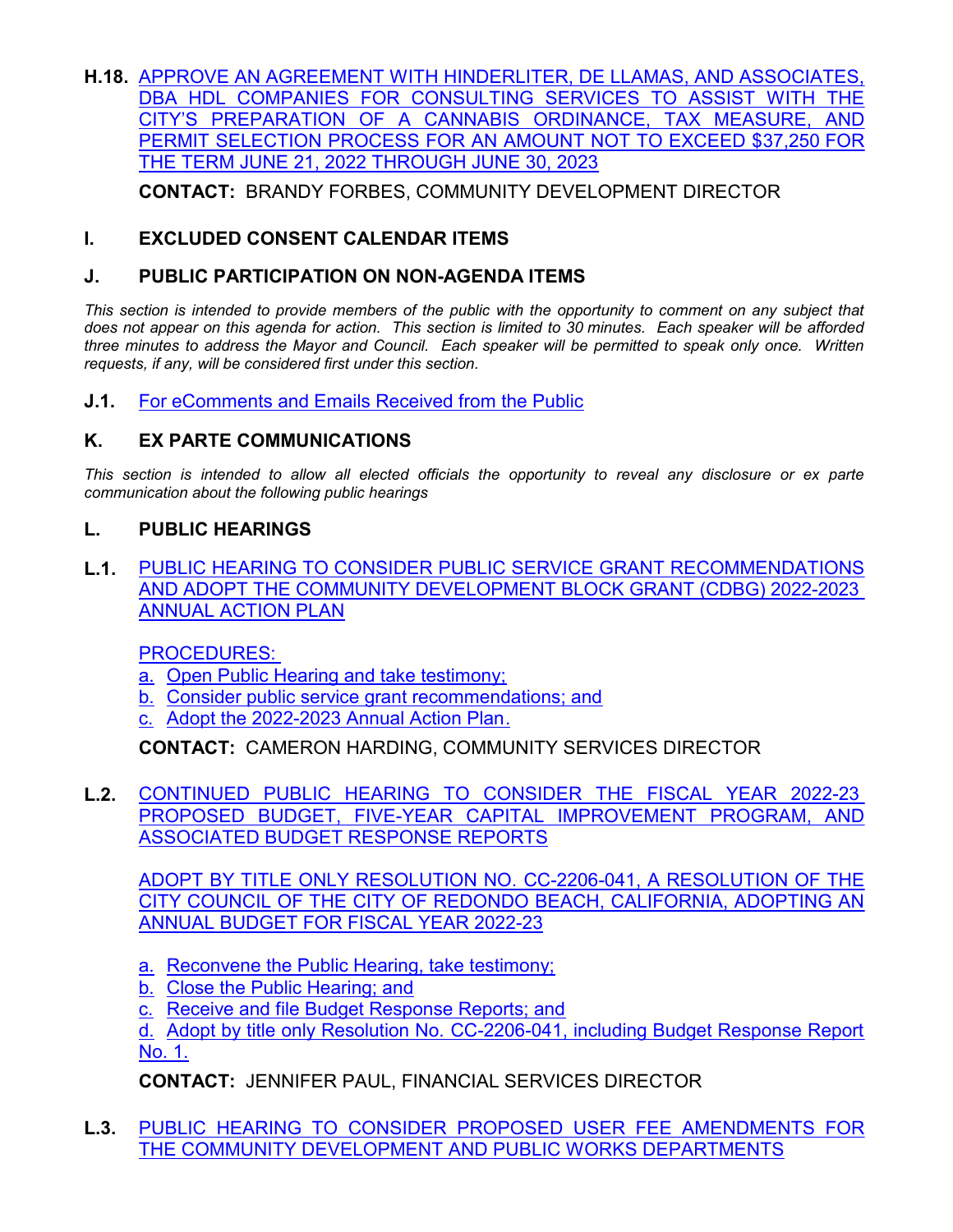**H.18.** APPROVE AN AGREEMENT WITH HINDERLITER, DE LLAMAS, AND ASSOCIATES, DBA HDL COMPANIES FOR CONSULTING SERVICES TO ASSIST WITH THE CITY'S PREPARATION OF A CANNABIS ORDINANCE, TAX MEASURE, AND PERMIT SELECTION PROCESS FOR AN AMOUNT NOT TO EXCEED $37,250 FOR THE TERM JUNE 21, 2022 THROUGH JUNE 30, 2023

**CONTACT:** BRANDY FORBES, COMMUNITY DEVELOPMENT DIRECTOR

## I. EXCLUDED CONSENT CALENDAR ITEMS

## J. PUBLIC PARTICIPATION ON NON-AGENDA ITEMS

*This section is intended to provide members of the public with the opportunity to comment on any subject that does not appear on this agenda for action. This section is limited to 30 minutes. Each speaker will be afforded three minutes to address the Mayor and Council. Each speaker will be permitted to speak only once. Written requests, if any, will be considered first under this section.*

**J.1.** For eComments and Emails Received from the Public

## K. EX PARTE COMMUNICATIONS

*This section is intended to allow all elected officials the opportunity to reveal any disclosure or ex parte communication about the following public hearings*

## L. PUBLIC HEARINGS

**L.1.** PUBLIC HEARING TO CONSIDER PUBLIC SERVICE GRANT RECOMMENDATIONS AND ADOPT THE COMMUNITY DEVELOPMENT BLOCK GRANT (CDBG) 2022-2023 ANNUAL ACTION PLAN

PROCEDURES:

a. Open Public Hearing and take testimony;
b. Consider public service grant recommendations; and
c. Adopt the 2022-2023 Annual Action Plan.

**CONTACT:** CAMERON HARDING, COMMUNITY SERVICES DIRECTOR

**L.2.** CONTINUED PUBLIC HEARING TO CONSIDER THE FISCAL YEAR 2022-23 PROPOSED BUDGET, FIVE-YEAR CAPITAL IMPROVEMENT PROGRAM, AND ASSOCIATED BUDGET RESPONSE REPORTS

ADOPT BY TITLE ONLY RESOLUTION NO. CC-2206-041, A RESOLUTION OF THE CITY COUNCIL OF THE CITY OF REDONDO BEACH, CALIFORNIA, ADOPTING AN ANNUAL BUDGET FOR FISCAL YEAR 2022-23

a. Reconvene the Public Hearing, take testimony;
b. Close the Public Hearing; and
c. Receive and file Budget Response Reports; and
d. Adopt by title only Resolution No. CC-2206-041, including Budget Response Report No. 1.

**CONTACT:** JENNIFER PAUL, FINANCIAL SERVICES DIRECTOR

**L.3.** PUBLIC HEARING TO CONSIDER PROPOSED USER FEE AMENDMENTS FOR THE COMMUNITY DEVELOPMENT AND PUBLIC WORKS DEPARTMENTS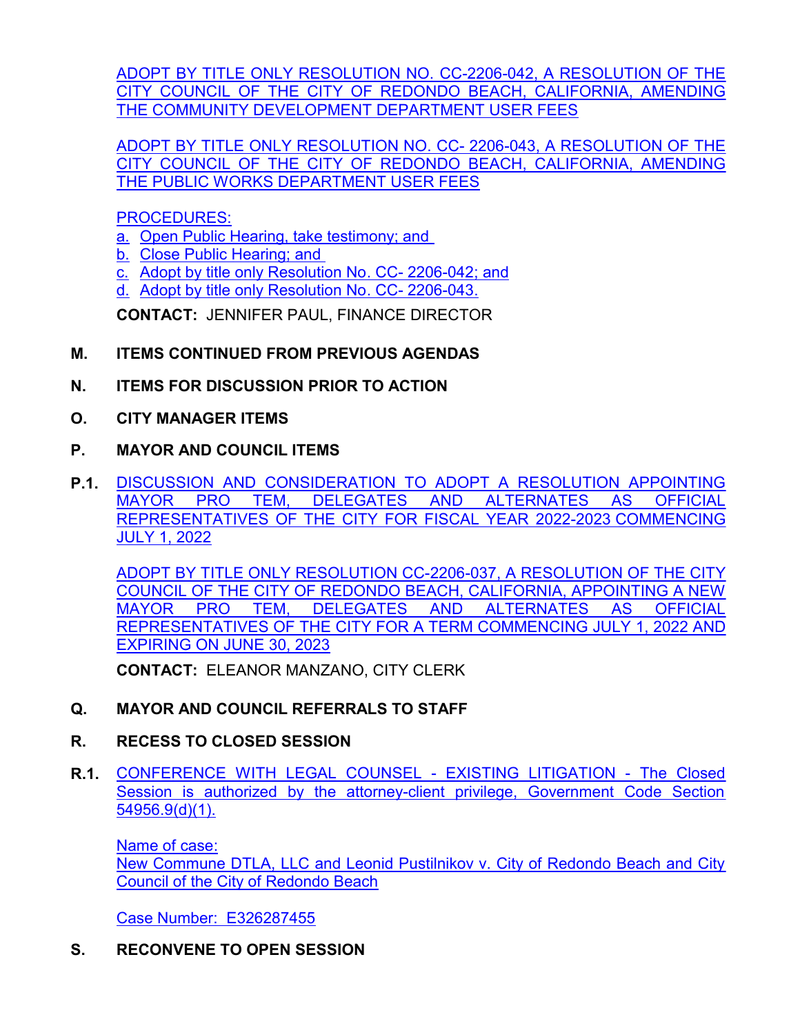ADOPT BY TITLE ONLY RESOLUTION NO. CC-2206-042, A RESOLUTION OF THE CITY COUNCIL OF THE CITY OF REDONDO BEACH, CALIFORNIA, AMENDING THE COMMUNITY DEVELOPMENT DEPARTMENT USER FEES

ADOPT BY TITLE ONLY RESOLUTION NO. CC- 2206-043, A RESOLUTION OF THE CITY COUNCIL OF THE CITY OF REDONDO BEACH, CALIFORNIA, AMENDING THE PUBLIC WORKS DEPARTMENT USER FEES

PROCEDURES:

a. Open Public Hearing, take testimony; and
b. Close Public Hearing; and
c. Adopt by title only Resolution No. CC- 2206-042; and
d. Adopt by title only Resolution No. CC- 2206-043.

**CONTACT:** JENNIFER PAUL, FINANCE DIRECTOR

**M. ITEMS CONTINUED FROM PREVIOUS AGENDAS**

**N. ITEMS FOR DISCUSSION PRIOR TO ACTION**

**O. CITY MANAGER ITEMS**

**P. MAYOR AND COUNCIL ITEMS**

**P.1.** DISCUSSION AND CONSIDERATION TO ADOPT A RESOLUTION APPOINTING MAYOR PRO TEM, DELEGATES AND ALTERNATES AS OFFICIAL REPRESENTATIVES OF THE CITY FOR FISCAL YEAR 2022-2023 COMMENCING JULY 1, 2022

ADOPT BY TITLE ONLY RESOLUTION CC-2206-037, A RESOLUTION OF THE CITY COUNCIL OF THE CITY OF REDONDO BEACH, CALIFORNIA, APPOINTING A NEW MAYOR PRO TEM, DELEGATES AND ALTERNATES AS OFFICIAL REPRESENTATIVES OF THE CITY FOR A TERM COMMENCING JULY 1, 2022 AND EXPIRING ON JUNE 30, 2023

**CONTACT:** ELEANOR MANZANO, CITY CLERK

**Q. MAYOR AND COUNCIL REFERRALS TO STAFF**

**R. RECESS TO CLOSED SESSION**

**R.1.** CONFERENCE WITH LEGAL COUNSEL - EXISTING LITIGATION - The Closed Session is authorized by the attorney-client privilege, Government Code Section 54956.9(d)(1).

Name of case:
New Commune DTLA, LLC and Leonid Pustilnikov v. City of Redondo Beach and City Council of the City of Redondo Beach

Case Number: E326287455

**S. RECONVENE TO OPEN SESSION**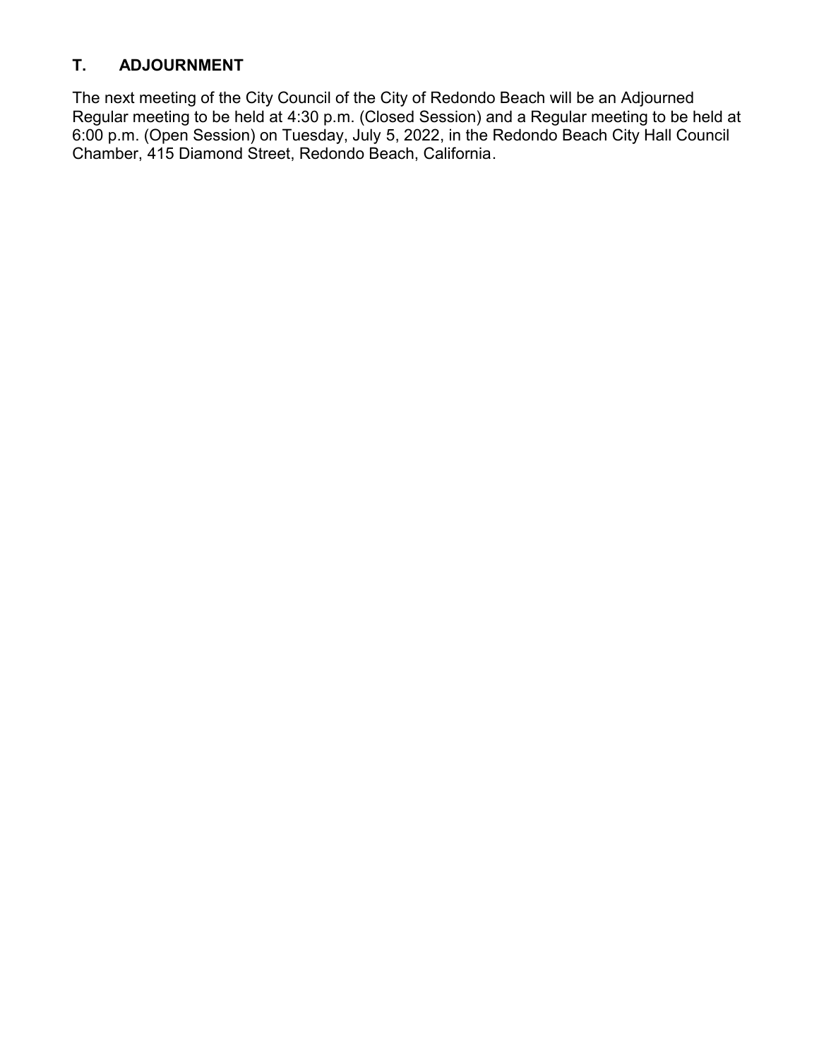## T. ADJOURNMENT

The next meeting of the City Council of the City of Redondo Beach will be an Adjourned Regular meeting to be held at 4:30 p.m. (Closed Session) and a Regular meeting to be held at 6:00 p.m. (Open Session) on Tuesday, July 5, 2022, in the Redondo Beach City Hall Council Chamber, 415 Diamond Street, Redondo Beach, California.